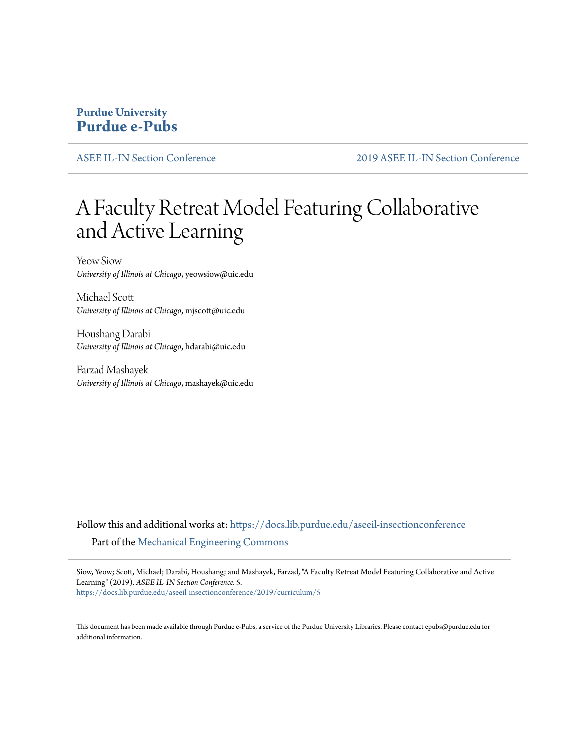**Purdue University**
**Purdue e-Pubs**

ASEE IL-IN Section Conference | 2019 ASEE IL-IN Section Conference

# A Faculty Retreat Model Featuring Collaborative and Active Learning

Yeow Siow
*University of Illinois at Chicago*, yeowsiow@uic.edu

Michael Scott
*University of Illinois at Chicago*, mjscott@uic.edu

Houshang Darabi
*University of Illinois at Chicago*, hdarabi@uic.edu

Farzad Mashayek
*University of Illinois at Chicago*, mashayek@uic.edu

Follow this and additional works at: https://docs.lib.purdue.edu/aseeil-insectionconference

Part of the Mechanical Engineering Commons

Siow, Yeow; Scott, Michael; Darabi, Houshang; and Mashayek, Farzad, "A Faculty Retreat Model Featuring Collaborative and Active Learning" (2019). *ASEE IL-IN Section Conference*. 5.
https://docs.lib.purdue.edu/aseeil-insectionconference/2019/curriculum/5

This document has been made available through Purdue e-Pubs, a service of the Purdue University Libraries. Please contact epubs@purdue.edu for additional information.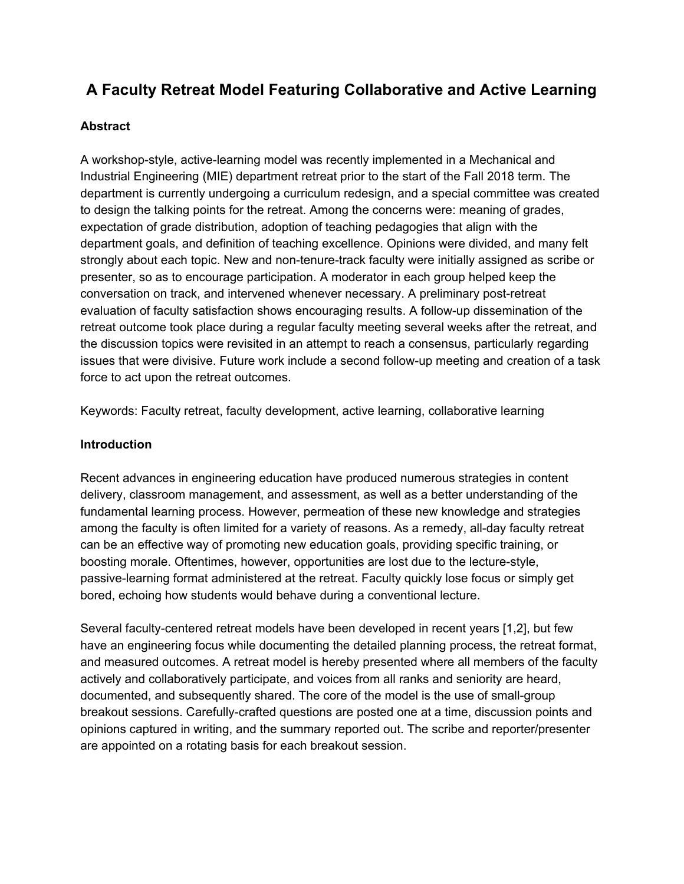# A Faculty Retreat Model Featuring Collaborative and Active Learning

## Abstract

A workshop-style, active-learning model was recently implemented in a Mechanical and Industrial Engineering (MIE) department retreat prior to the start of the Fall 2018 term. The department is currently undergoing a curriculum redesign, and a special committee was created to design the talking points for the retreat. Among the concerns were: meaning of grades, expectation of grade distribution, adoption of teaching pedagogies that align with the department goals, and definition of teaching excellence. Opinions were divided, and many felt strongly about each topic. New and non-tenure-track faculty were initially assigned as scribe or presenter, so as to encourage participation. A moderator in each group helped keep the conversation on track, and intervened whenever necessary. A preliminary post-retreat evaluation of faculty satisfaction shows encouraging results. A follow-up dissemination of the retreat outcome took place during a regular faculty meeting several weeks after the retreat, and the discussion topics were revisited in an attempt to reach a consensus, particularly regarding issues that were divisive. Future work include a second follow-up meeting and creation of a task force to act upon the retreat outcomes.

Keywords: Faculty retreat, faculty development, active learning, collaborative learning

## Introduction

Recent advances in engineering education have produced numerous strategies in content delivery, classroom management, and assessment, as well as a better understanding of the fundamental learning process. However, permeation of these new knowledge and strategies among the faculty is often limited for a variety of reasons. As a remedy, all-day faculty retreat can be an effective way of promoting new education goals, providing specific training, or boosting morale. Oftentimes, however, opportunities are lost due to the lecture-style, passive-learning format administered at the retreat. Faculty quickly lose focus or simply get bored, echoing how students would behave during a conventional lecture.

Several faculty-centered retreat models have been developed in recent years [1,2], but few have an engineering focus while documenting the detailed planning process, the retreat format, and measured outcomes. A retreat model is hereby presented where all members of the faculty actively and collaboratively participate, and voices from all ranks and seniority are heard, documented, and subsequently shared. The core of the model is the use of small-group breakout sessions. Carefully-crafted questions are posted one at a time, discussion points and opinions captured in writing, and the summary reported out. The scribe and reporter/presenter are appointed on a rotating basis for each breakout session.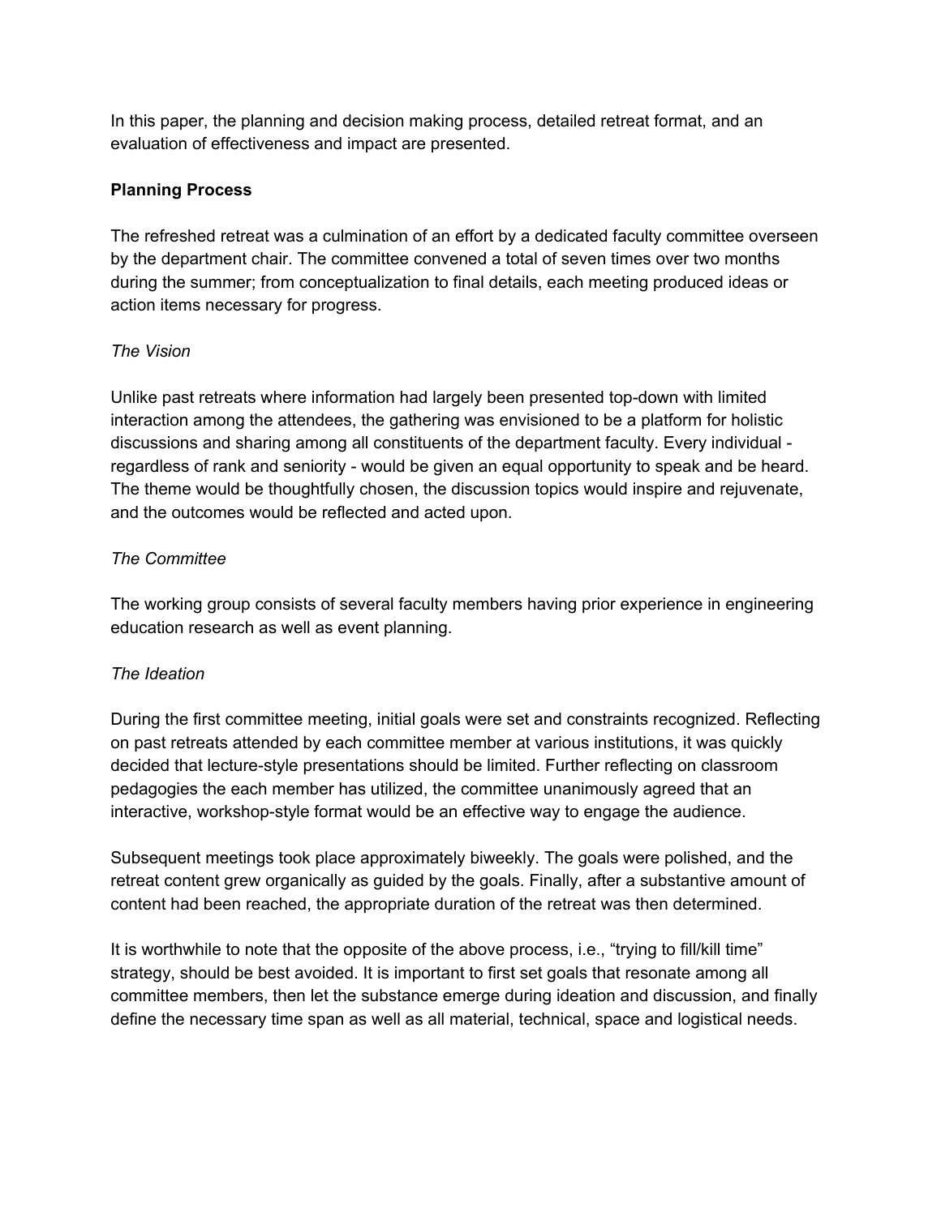In this paper, the planning and decision making process, detailed retreat format, and an evaluation of effectiveness and impact are presented.

**Planning Process**

The refreshed retreat was a culmination of an effort by a dedicated faculty committee overseen by the department chair. The committee convened a total of seven times over two months during the summer; from conceptualization to final details, each meeting produced ideas or action items necessary for progress.

*The Vision*

Unlike past retreats where information had largely been presented top-down with limited interaction among the attendees, the gathering was envisioned to be a platform for holistic discussions and sharing among all constituents of the department faculty. Every individual - regardless of rank and seniority - would be given an equal opportunity to speak and be heard. The theme would be thoughtfully chosen, the discussion topics would inspire and rejuvenate, and the outcomes would be reflected and acted upon.

*The Committee*

The working group consists of several faculty members having prior experience in engineering education research as well as event planning.

*The Ideation*

During the first committee meeting, initial goals were set and constraints recognized. Reflecting on past retreats attended by each committee member at various institutions, it was quickly decided that lecture-style presentations should be limited. Further reflecting on classroom pedagogies the each member has utilized, the committee unanimously agreed that an interactive, workshop-style format would be an effective way to engage the audience.

Subsequent meetings took place approximately biweekly. The goals were polished, and the retreat content grew organically as guided by the goals. Finally, after a substantive amount of content had been reached, the appropriate duration of the retreat was then determined.

It is worthwhile to note that the opposite of the above process, i.e., "trying to fill/kill time" strategy, should be best avoided. It is important to first set goals that resonate among all committee members, then let the substance emerge during ideation and discussion, and finally define the necessary time span as well as all material, technical, space and logistical needs.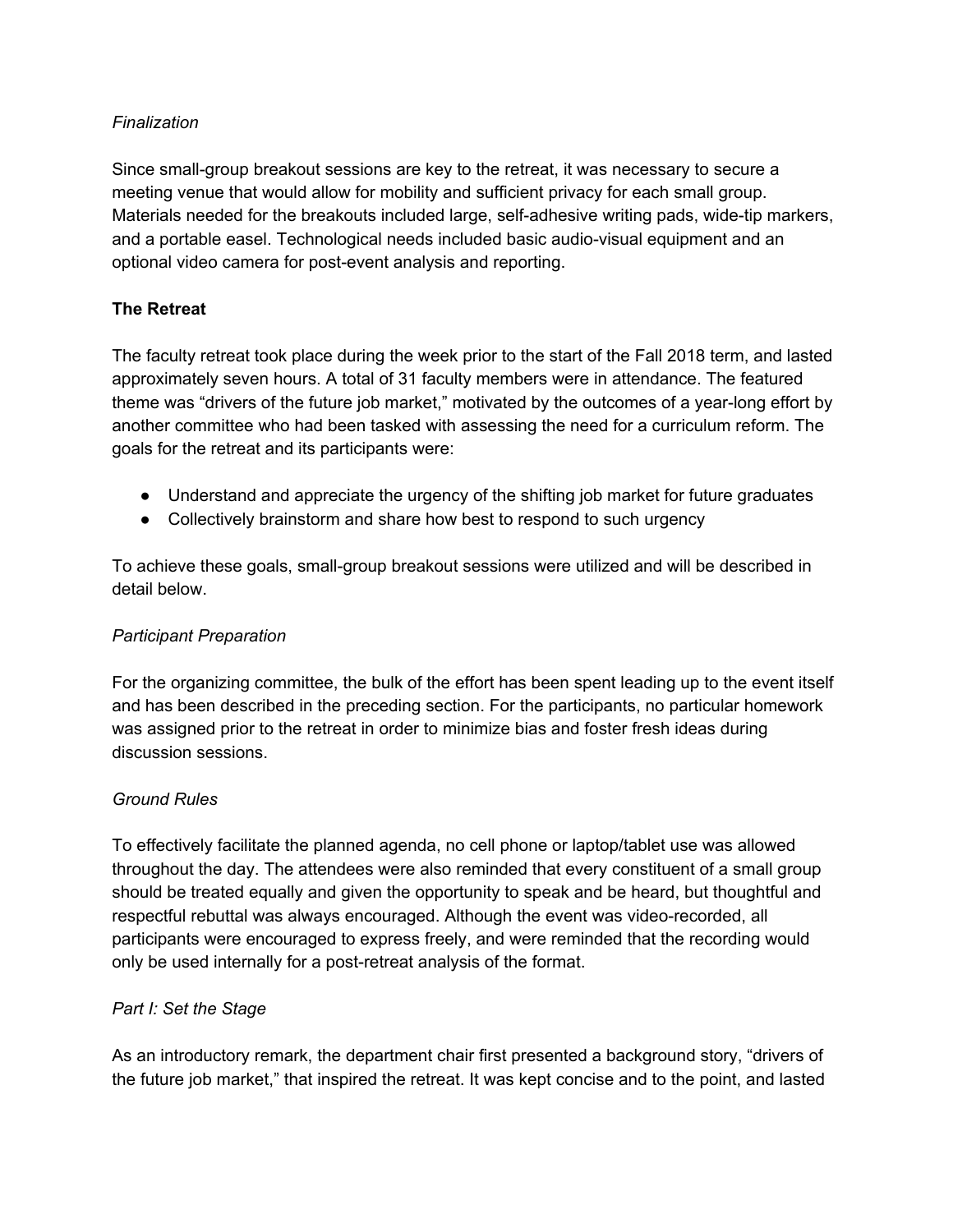*Finalization*

Since small-group breakout sessions are key to the retreat, it was necessary to secure a meeting venue that would allow for mobility and sufficient privacy for each small group. Materials needed for the breakouts included large, self-adhesive writing pads, wide-tip markers, and a portable easel. Technological needs included basic audio-visual equipment and an optional video camera for post-event analysis and reporting.

**The Retreat**

The faculty retreat took place during the week prior to the start of the Fall 2018 term, and lasted approximately seven hours. A total of 31 faculty members were in attendance. The featured theme was "drivers of the future job market," motivated by the outcomes of a year-long effort by another committee who had been tasked with assessing the need for a curriculum reform. The goals for the retreat and its participants were:

- Understand and appreciate the urgency of the shifting job market for future graduates
- Collectively brainstorm and share how best to respond to such urgency

To achieve these goals, small-group breakout sessions were utilized and will be described in detail below.

*Participant Preparation*

For the organizing committee, the bulk of the effort has been spent leading up to the event itself and has been described in the preceding section. For the participants, no particular homework was assigned prior to the retreat in order to minimize bias and foster fresh ideas during discussion sessions.

*Ground Rules*

To effectively facilitate the planned agenda, no cell phone or laptop/tablet use was allowed throughout the day. The attendees were also reminded that every constituent of a small group should be treated equally and given the opportunity to speak and be heard, but thoughtful and respectful rebuttal was always encouraged. Although the event was video-recorded, all participants were encouraged to express freely, and were reminded that the recording would only be used internally for a post-retreat analysis of the format.

*Part I: Set the Stage*

As an introductory remark, the department chair first presented a background story, "drivers of the future job market," that inspired the retreat. It was kept concise and to the point, and lasted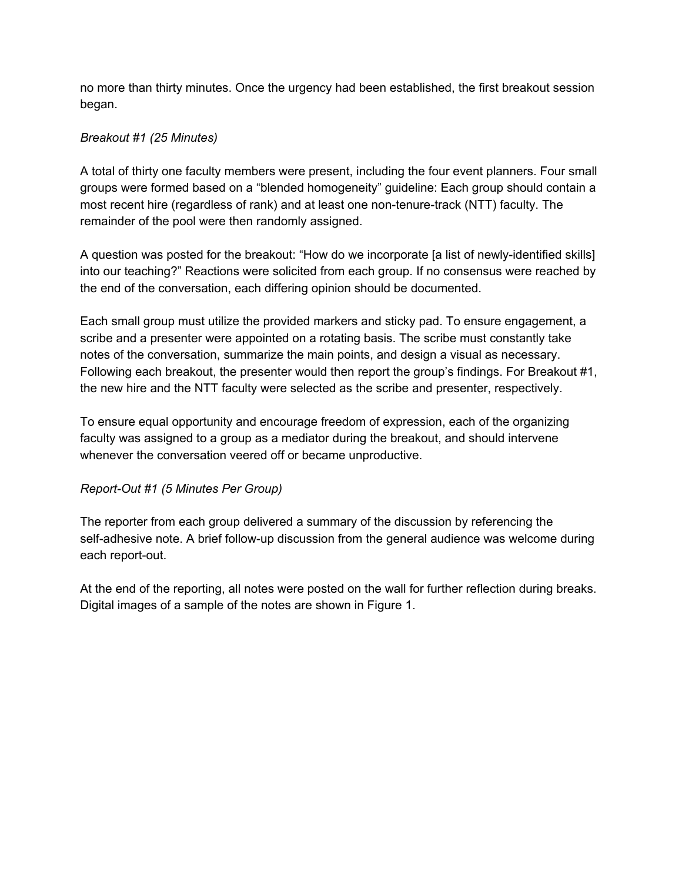no more than thirty minutes. Once the urgency had been established, the first breakout session began.

*Breakout #1 (25 Minutes)*

A total of thirty one faculty members were present, including the four event planners. Four small groups were formed based on a “blended homogeneity” guideline: Each group should contain a most recent hire (regardless of rank) and at least one non-tenure-track (NTT) faculty. The remainder of the pool were then randomly assigned.

A question was posted for the breakout: “How do we incorporate [a list of newly-identified skills] into our teaching?” Reactions were solicited from each group. If no consensus were reached by the end of the conversation, each differing opinion should be documented.

Each small group must utilize the provided markers and sticky pad. To ensure engagement, a scribe and a presenter were appointed on a rotating basis. The scribe must constantly take notes of the conversation, summarize the main points, and design a visual as necessary. Following each breakout, the presenter would then report the group’s findings. For Breakout #1, the new hire and the NTT faculty were selected as the scribe and presenter, respectively.

To ensure equal opportunity and encourage freedom of expression, each of the organizing faculty was assigned to a group as a mediator during the breakout, and should intervene whenever the conversation veered off or became unproductive.

*Report-Out #1 (5 Minutes Per Group)*

The reporter from each group delivered a summary of the discussion by referencing the self-adhesive note. A brief follow-up discussion from the general audience was welcome during each report-out.

At the end of the reporting, all notes were posted on the wall for further reflection during breaks. Digital images of a sample of the notes are shown in Figure 1.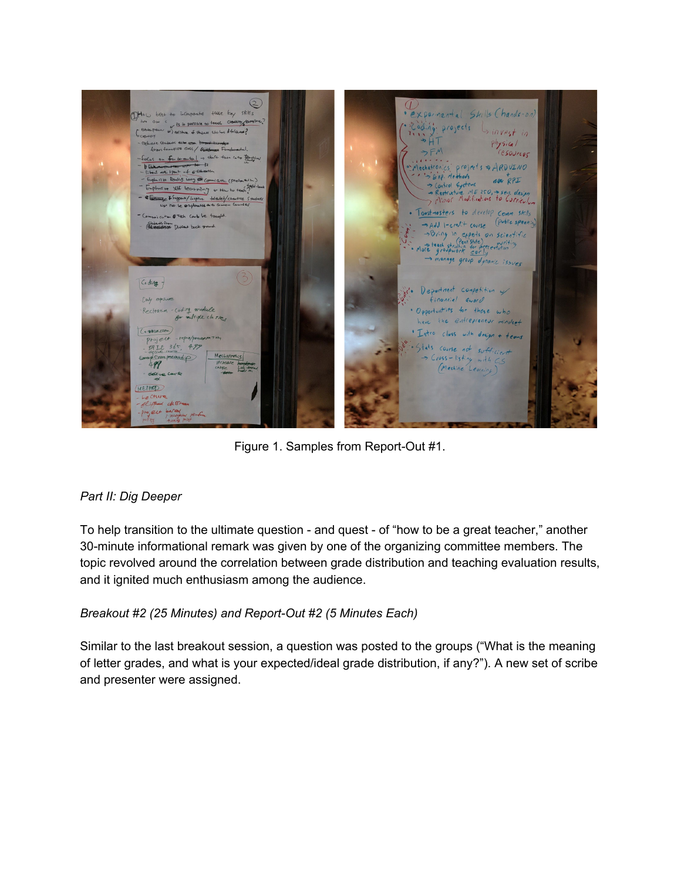Figure 1. Samples from Report-Out #1.

*Part II: Dig Deeper*

To help transition to the ultimate question - and quest - of "how to be a great teacher," another 30-minute informational remark was given by one of the organizing committee members. The topic revolved around the correlation between grade distribution and teaching evaluation results, and it ignited much enthusiasm among the audience.

*Breakout #2 (25 Minutes) and Report-Out #2 (5 Minutes Each)*

Similar to the last breakout session, a question was posted to the groups ("What is the meaning of letter grades, and what is your expected/ideal grade distribution, if any?"). A new set of scribe and presenter were assigned.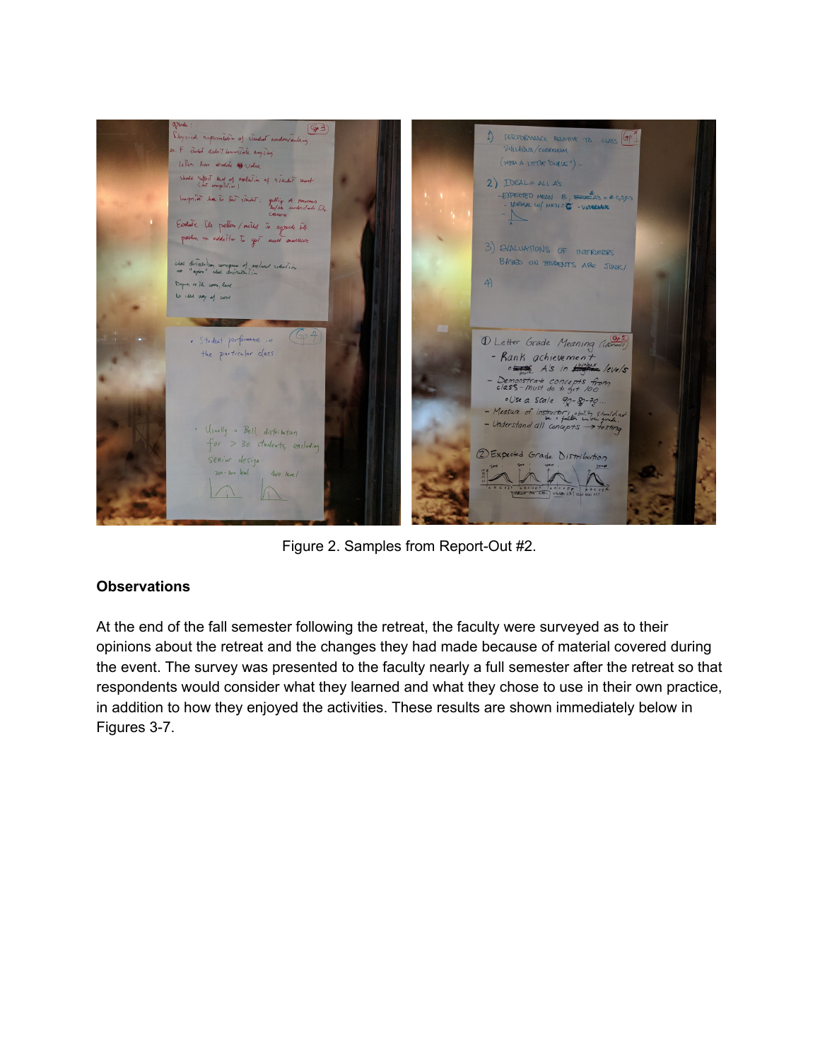Figure 2. Samples from Report-Out #2.

**Observations**

At the end of the fall semester following the retreat, the faculty were surveyed as to their opinions about the retreat and the changes they had made because of material covered during the event. The survey was presented to the faculty nearly a full semester after the retreat so that respondents would consider what they learned and what they chose to use in their own practice, in addition to how they enjoyed the activities. These results are shown immediately below in Figures 3-7.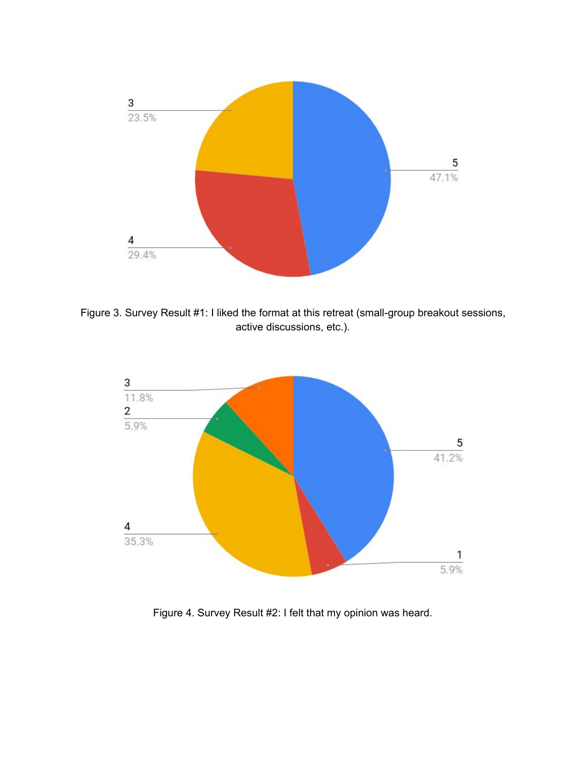Figure 3. Survey Result #1: I liked the format at this retreat (small-group breakout sessions, active discussions, etc.).

Figure 4. Survey Result #2: I felt that my opinion was heard.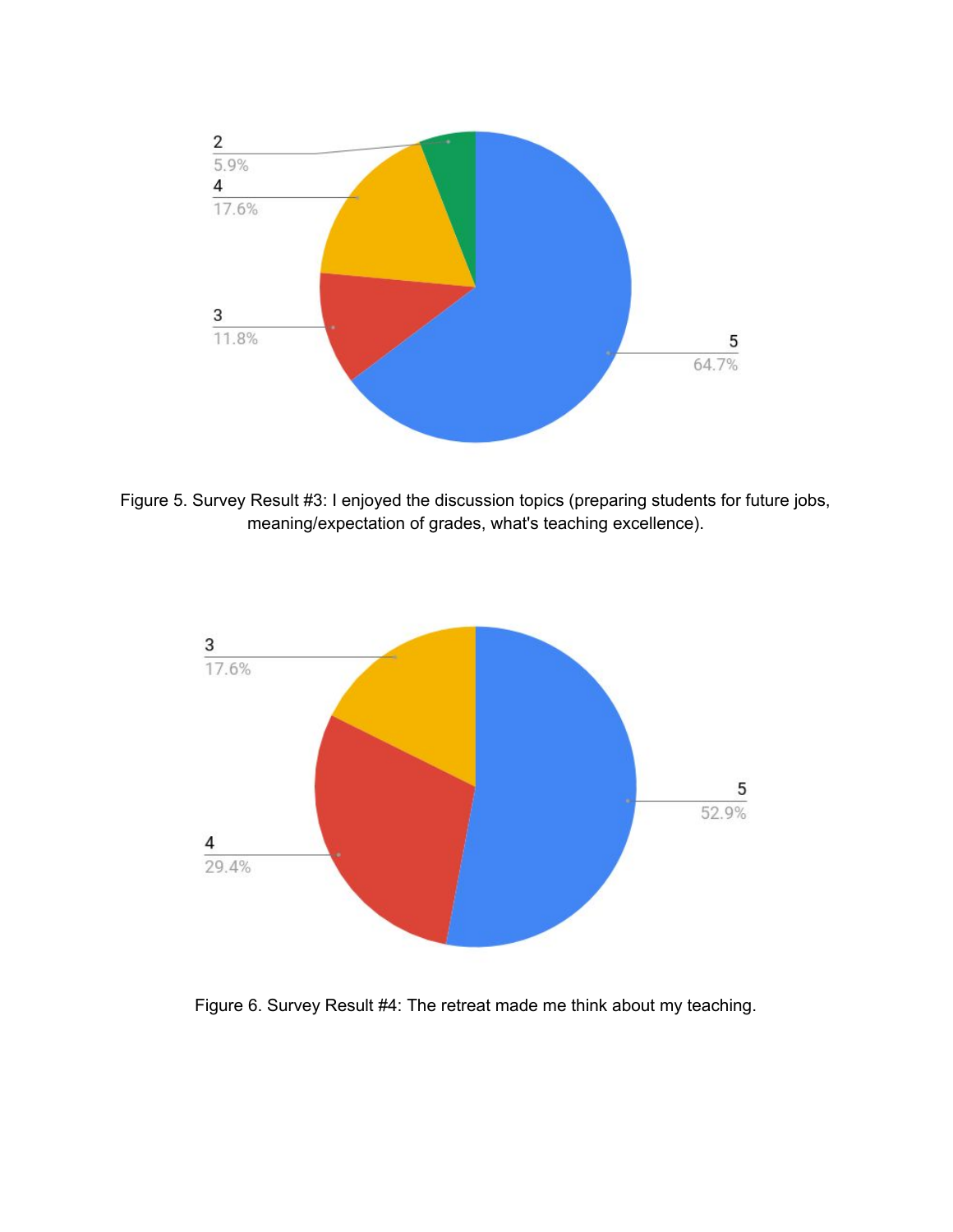Figure 5. Survey Result #3: I enjoyed the discussion topics (preparing students for future jobs, meaning/expectation of grades, what's teaching excellence).

Figure 6. Survey Result #4: The retreat made me think about my teaching.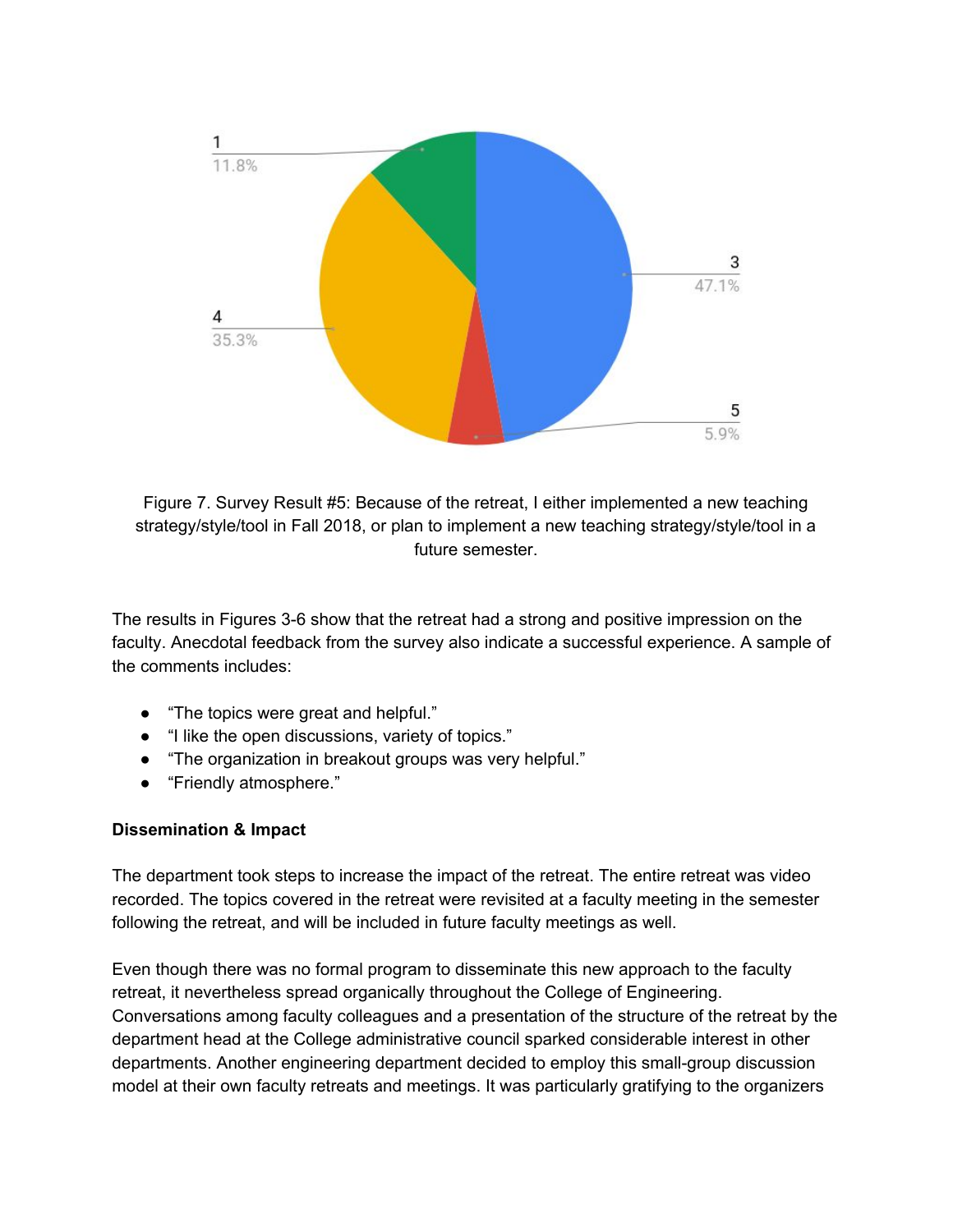Figure 7. Survey Result #5: Because of the retreat, I either implemented a new teaching strategy/style/tool in Fall 2018, or plan to implement a new teaching strategy/style/tool in a future semester.

The results in Figures 3-6 show that the retreat had a strong and positive impression on the faculty. Anecdotal feedback from the survey also indicate a successful experience. A sample of the comments includes:

- "The topics were great and helpful."
- "I like the open discussions, variety of topics."
- "The organization in breakout groups was very helpful."
- "Friendly atmosphere."

**Dissemination & Impact**

The department took steps to increase the impact of the retreat. The entire retreat was video recorded. The topics covered in the retreat were revisited at a faculty meeting in the semester following the retreat, and will be included in future faculty meetings as well.

Even though there was no formal program to disseminate this new approach to the faculty retreat, it nevertheless spread organically throughout the College of Engineering. Conversations among faculty colleagues and a presentation of the structure of the retreat by the department head at the College administrative council sparked considerable interest in other departments. Another engineering department decided to employ this small-group discussion model at their own faculty retreats and meetings. It was particularly gratifying to the organizers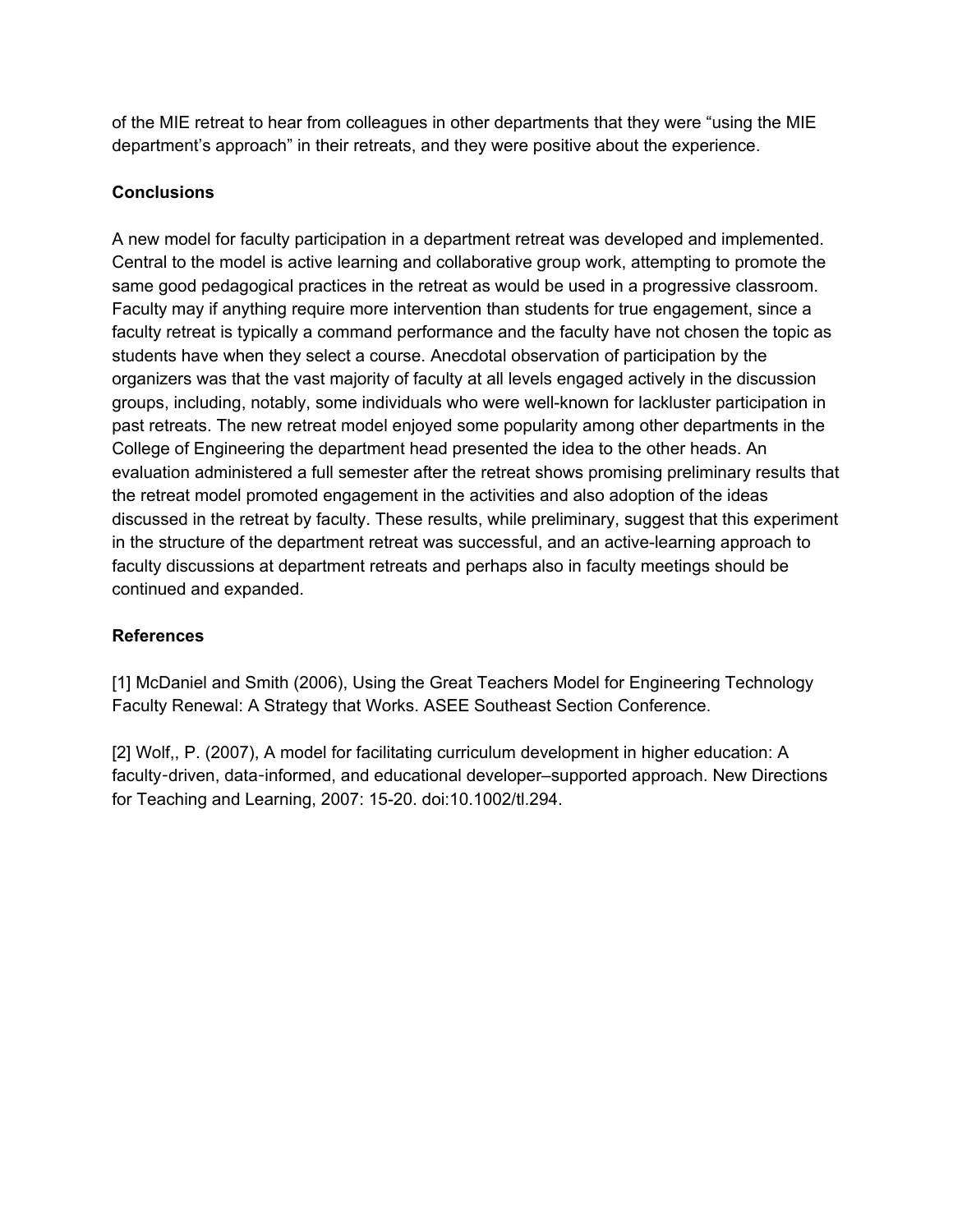of the MIE retreat to hear from colleagues in other departments that they were “using the MIE department’s approach” in their retreats, and they were positive about the experience.

**Conclusions**

A new model for faculty participation in a department retreat was developed and implemented. Central to the model is active learning and collaborative group work, attempting to promote the same good pedagogical practices in the retreat as would be used in a progressive classroom. Faculty may if anything require more intervention than students for true engagement, since a faculty retreat is typically a command performance and the faculty have not chosen the topic as students have when they select a course. Anecdotal observation of participation by the organizers was that the vast majority of faculty at all levels engaged actively in the discussion groups, including, notably, some individuals who were well-known for lackluster participation in past retreats. The new retreat model enjoyed some popularity among other departments in the College of Engineering the department head presented the idea to the other heads. An evaluation administered a full semester after the retreat shows promising preliminary results that the retreat model promoted engagement in the activities and also adoption of the ideas discussed in the retreat by faculty. These results, while preliminary, suggest that this experiment in the structure of the department retreat was successful, and an active-learning approach to faculty discussions at department retreats and perhaps also in faculty meetings should be continued and expanded.

**References**

[1] McDaniel and Smith (2006), Using the Great Teachers Model for Engineering Technology Faculty Renewal: A Strategy that Works. ASEE Southeast Section Conference.

[2] Wolf,, P. (2007), A model for facilitating curriculum development in higher education: A faculty-driven, data-informed, and educational developer–supported approach. New Directions for Teaching and Learning, 2007: 15-20. doi:10.1002/tl.294.